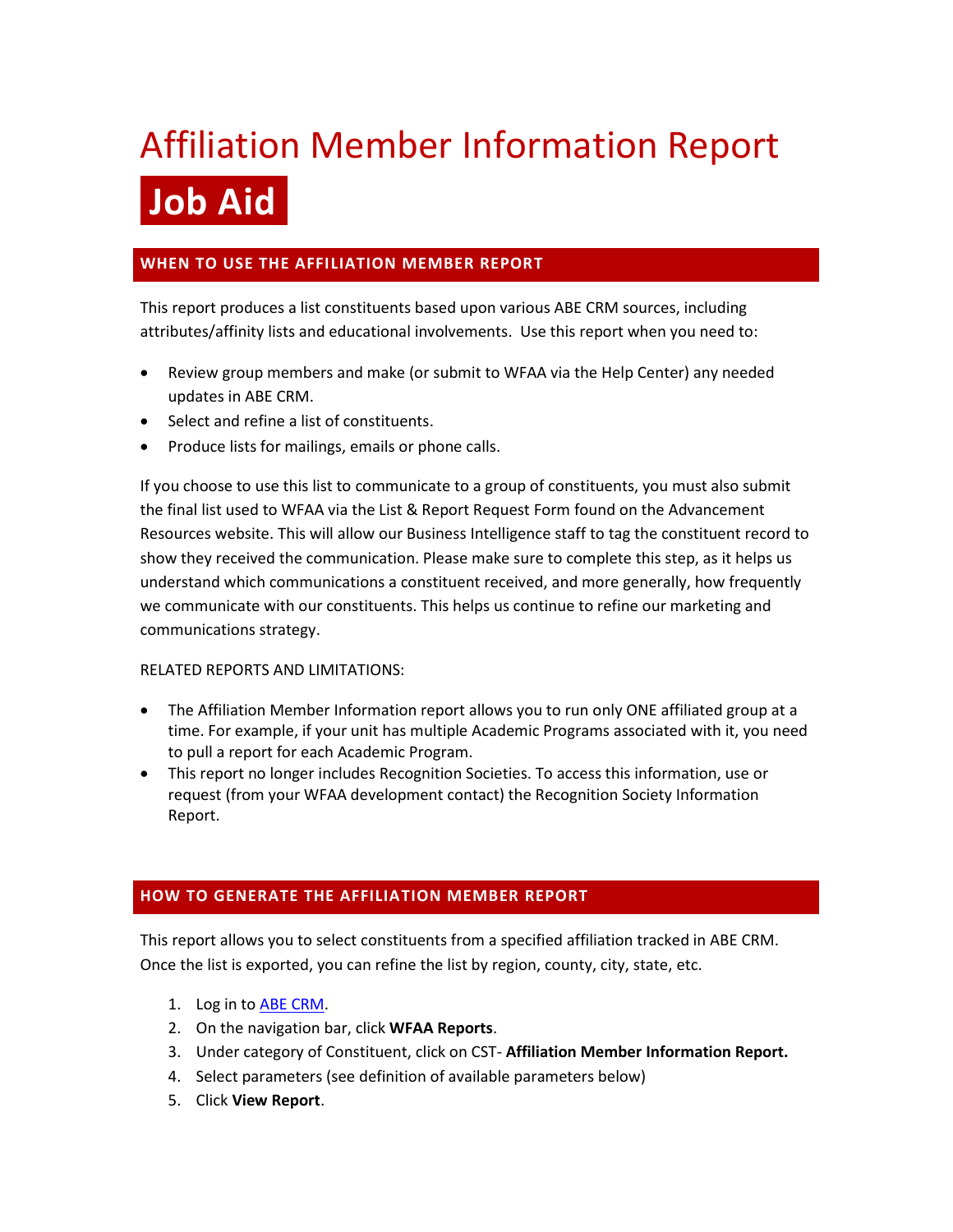# Affiliation Member Information Report

# Job Aid

## WHEN TO USE THE AFFILIATION MEMBER REPORT

This report produces a list constituents based upon various ABE CRM sources, including attributes/affinity lists and educational involvements. Use this report when you need to:

- Review group members and make (or submit to WFAA via the Help Center) any needed updates in ABE CRM.
- Select and refine a list of constituents.
- Produce lists for mailings, emails or phone calls.

If you choose to use this list to communicate to a group of constituents, you must also submit the final list used to WFAA via the List & Report Request Form found on the Advancement Resources website. This will allow our Business Intelligence staff to tag the constituent record to show they received the communication. Please make sure to complete this step, as it helps us understand which communications a constituent received, and more generally, how frequently we communicate with our constituents. This helps us continue to refine our marketing and communications strategy.

RELATED REPORTS AND LIMITATIONS:

- The Affiliation Member Information report allows you to run only ONE affiliated group at a time. For example, if your unit has multiple Academic Programs associated with it, you need to pull a report for each Academic Program.
- This report no longer includes Recognition Societies. To access this information, use or request (from your WFAA development contact) the Recognition Society Information Report.

## HOW TO GENERATE THE AFFILIATION MEMBER REPORT

This report allows you to select constituents from a specified affiliation tracked in ABE CRM. Once the list is exported, you can refine the list by region, county, city, state, etc.

1. Log in to ABE CRM.
2. On the navigation bar, click **WFAA Reports**.
3. Under category of Constituent, click on CST- **Affiliation Member Information Report.**
4. Select parameters (see definition of available parameters below)
5. Click **View Report**.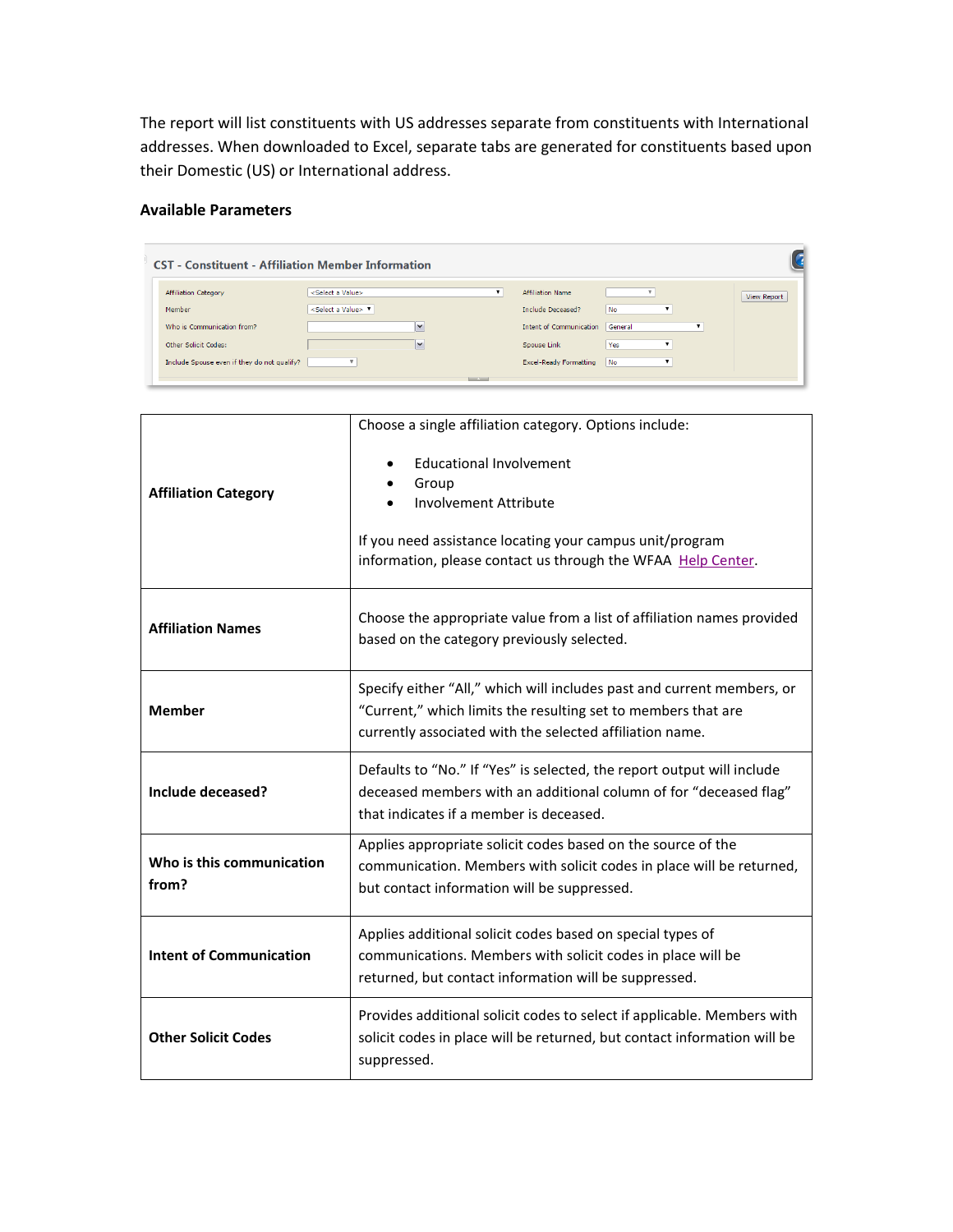The report will list constituents with US addresses separate from constituents with International addresses. When downloaded to Excel, separate tabs are generated for constituents based upon their Domestic (US) or International address.

**Available Parameters**

| | |
|---|---|
| **Affiliation Category** | Choose a single affiliation category. Options include:<br><br>• Educational Involvement<br>• Group<br>• Involvement Attribute<br><br>If you need assistance locating your campus unit/program information, please contact us through the WFAA Help Center. |
| **Affiliation Names** | Choose the appropriate value from a list of affiliation names provided based on the category previously selected. |
| **Member** | Specify either "All," which will includes past and current members, or "Current," which limits the resulting set to members that are currently associated with the selected affiliation name. |
| **Include deceased?** | Defaults to "No." If "Yes" is selected, the report output will include deceased members with an additional column of for "deceased flag" that indicates if a member is deceased. |
| **Who is this communication from?** | Applies appropriate solicit codes based on the source of the communication. Members with solicit codes in place will be returned, but contact information will be suppressed. |
| **Intent of Communication** | Applies additional solicit codes based on special types of communications. Members with solicit codes in place will be returned, but contact information will be suppressed. |
| **Other Solicit Codes** | Provides additional solicit codes to select if applicable. Members with solicit codes in place will be returned, but contact information will be suppressed. |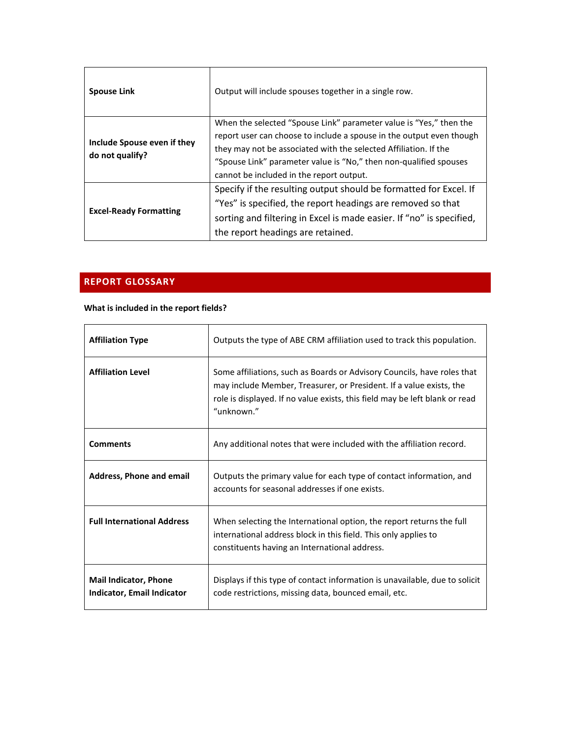| | |
|---|---|
| **Spouse Link** | Output will include spouses together in a single row. |
| **Include Spouse even if they do not qualify?** | When the selected "Spouse Link" parameter value is "Yes," then the report user can choose to include a spouse in the output even though they may not be associated with the selected Affiliation. If the "Spouse Link" parameter value is "No," then non-qualified spouses cannot be included in the report output. |
| **Excel-Ready Formatting** | Specify if the resulting output should be formatted for Excel. If "Yes" is specified, the report headings are removed so that sorting and filtering in Excel is made easier. If "no" is specified, the report headings are retained. |

## REPORT GLOSSARY

**What is included in the report fields?**

| | |
|---|---|
| **Affiliation Type** | Outputs the type of ABE CRM affiliation used to track this population. |
| **Affiliation Level** | Some affiliations, such as Boards or Advisory Councils, have roles that may include Member, Treasurer, or President. If a value exists, the role is displayed. If no value exists, this field may be left blank or read "unknown." |
| **Comments** | Any additional notes that were included with the affiliation record. |
| **Address, Phone and email** | Outputs the primary value for each type of contact information, and accounts for seasonal addresses if one exists. |
| **Full International Address** | When selecting the International option, the report returns the full international address block in this field. This only applies to constituents having an International address. |
| **Mail Indicator, Phone Indicator, Email Indicator** | Displays if this type of contact information is unavailable, due to solicit code restrictions, missing data, bounced email, etc. |